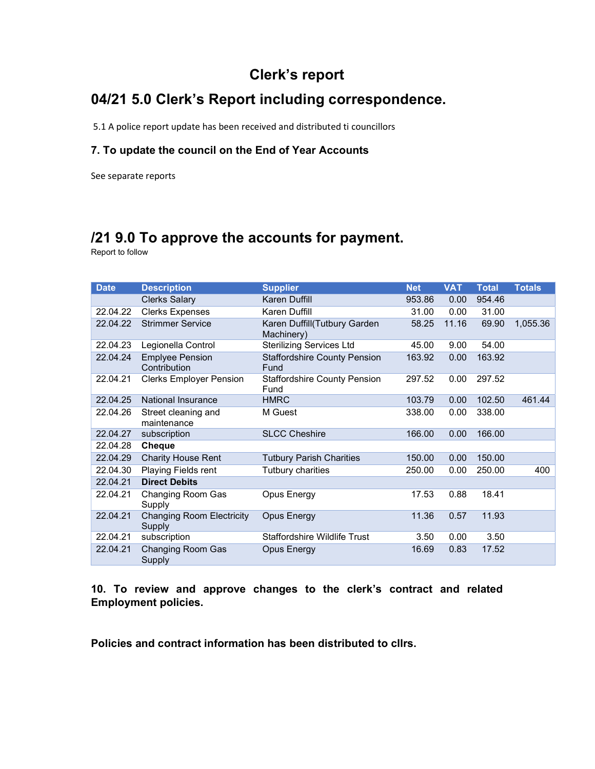# Clerk's report

## 04/21 5.0 Clerk's Report including correspondence.

5.1 A police report update has been received and distributed ti councillors

### 7. To update the council on the End of Year Accounts

See separate reports

## /21 9.0 To approve the accounts for payment.

Report to follow

| Date | Description | Supplier | Net | VAT | Total | Totals |
|---|---|---|---|---|---|---|
| | Clerks Salary | Karen Duffill | 953.86 | 0.00 | 954.46 | |
| 22.04.22 | Clerks Expenses | Karen Duffill | 31.00 | 0.00 | 31.00 | |
| 22.04.22 | Strimmer Service | Karen Duffill(Tutbury Garden Machinery) | 58.25 | 11.16 | 69.90 | 1,055.36 |
| 22.04.23 | Legionella Control | Sterilizing Services Ltd | 45.00 | 9.00 | 54.00 | |
| 22.04.24 | Emplyee Pension Contribution | Staffordshire County Pension Fund | 163.92 | 0.00 | 163.92 | |
| 22.04.21 | Clerks Employer Pension | Staffordshire County Pension Fund | 297.52 | 0.00 | 297.52 | |
| 22.04.25 | National Insurance | HMRC | 103.79 | 0.00 | 102.50 | 461.44 |
| 22.04.26 | Street cleaning and maintenance | M Guest | 338.00 | 0.00 | 338.00 | |
| 22.04.27 | subscription | SLCC Cheshire | 166.00 | 0.00 | 166.00 | |
| 22.04.28 | **Cheque** | | | | | |
| 22.04.29 | Charity House Rent | Tutbury Parish Charities | 150.00 | 0.00 | 150.00 | |
| 22.04.30 | Playing Fields rent | Tutbury charities | 250.00 | 0.00 | 250.00 | 400 |
| 22.04.21 | **Direct Debits** | | | | | |
| 22.04.21 | Changing Room Gas Supply | Opus Energy | 17.53 | 0.88 | 18.41 | |
| 22.04.21 | Changing Room Electricity Supply | Opus Energy | 11.36 | 0.57 | 11.93 | |
| 22.04.21 | subscription | Staffordshire Wildlife Trust | 3.50 | 0.00 | 3.50 | |
| 22.04.21 | Changing Room Gas Supply | Opus Energy | 16.69 | 0.83 | 17.52 | |

**10. To review and approve changes to the clerk's contract and related Employment policies.**

**Policies and contract information has been distributed to cllrs.**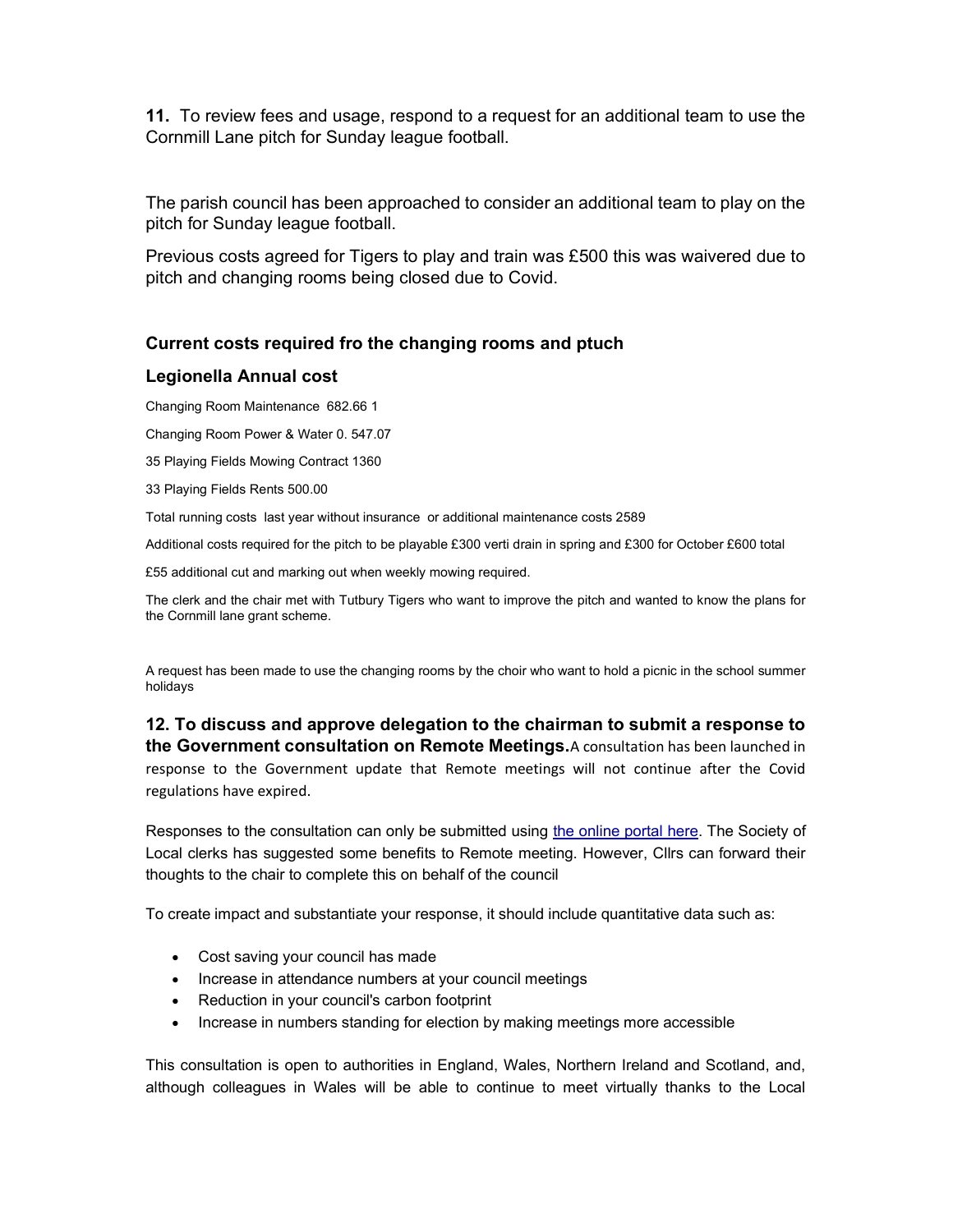**11.** To review fees and usage, respond to a request for an additional team to use the Cornmill Lane pitch for Sunday league football.

The parish council has been approached to consider an additional team to play on the pitch for Sunday league football.

Previous costs agreed for Tigers to play and train was £500 this was waivered due to pitch and changing rooms being closed due to Covid.

### Current costs required fro the changing rooms and ptuch

### Legionella Annual cost

Changing Room Maintenance 682.66 1

Changing Room Power & Water 0. 547.07

35 Playing Fields Mowing Contract 1360

33 Playing Fields Rents 500.00

Total running costs last year without insurance or additional maintenance costs 2589

Additional costs required for the pitch to be playable £300 verti drain in spring and £300 for October £600 total

£55 additional cut and marking out when weekly mowing required.

The clerk and the chair met with Tutbury Tigers who want to improve the pitch and wanted to know the plans for the Cornmill lane grant scheme.

A request has been made to use the changing rooms by the choir who want to hold a picnic in the school summer holidays

**12. To discuss and approve delegation to the chairman to submit a response to the Government consultation on Remote Meetings.** A consultation has been launched in response to the Government update that Remote meetings will not continue after the Covid regulations have expired.

Responses to the consultation can only be submitted using the online portal here. The Society of Local clerks has suggested some benefits to Remote meeting. However, Cllrs can forward their thoughts to the chair to complete this on behalf of the council

To create impact and substantiate your response, it should include quantitative data such as:

- Cost saving your council has made
- Increase in attendance numbers at your council meetings
- Reduction in your council's carbon footprint
- Increase in numbers standing for election by making meetings more accessible

This consultation is open to authorities in England, Wales, Northern Ireland and Scotland, and, although colleagues in Wales will be able to continue to meet virtually thanks to the Local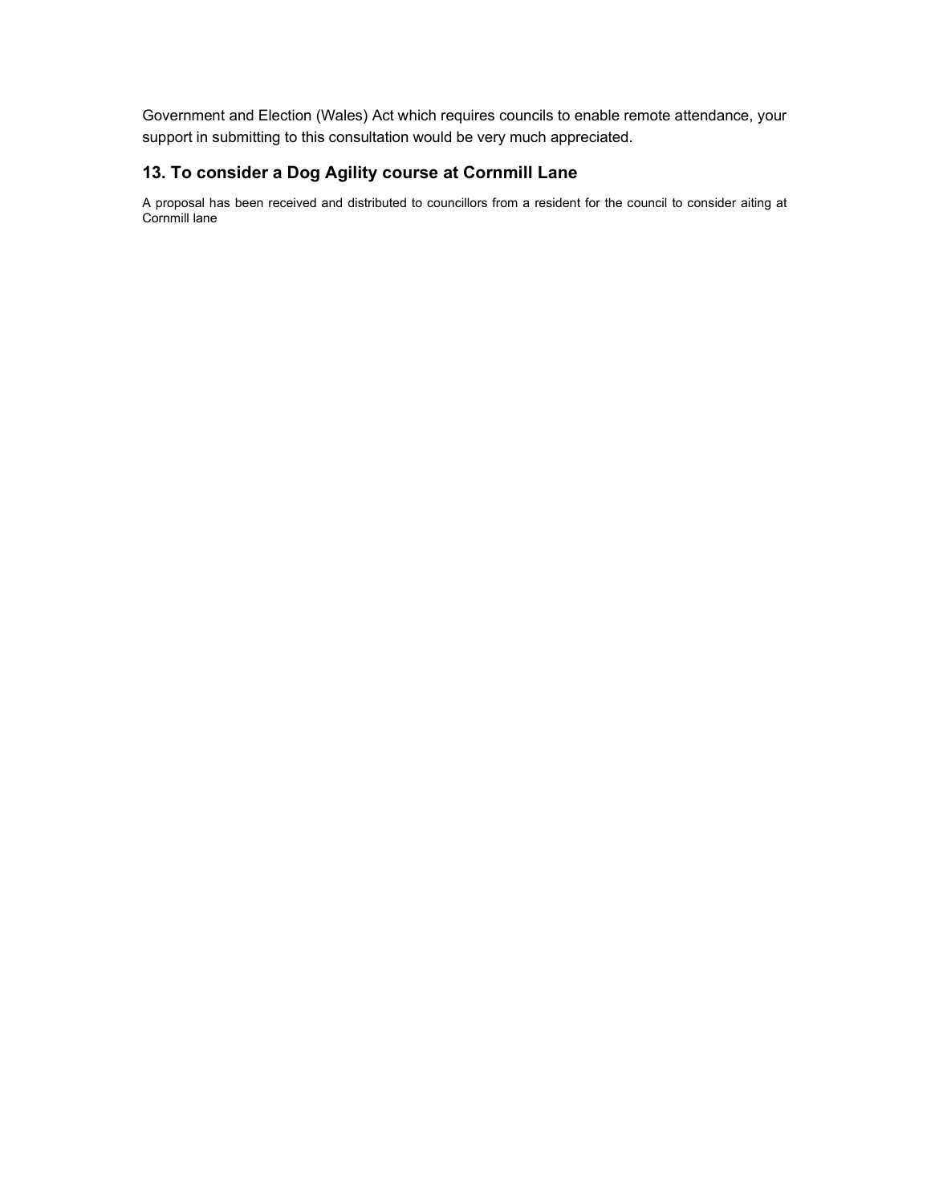Government and Election (Wales) Act which requires councils to enable remote attendance, your support in submitting to this consultation would be very much appreciated.

## 13. To consider a Dog Agility course at Cornmill Lane

A proposal has been received and distributed to councillors from a resident for the council to consider aiting at Cornmill lane